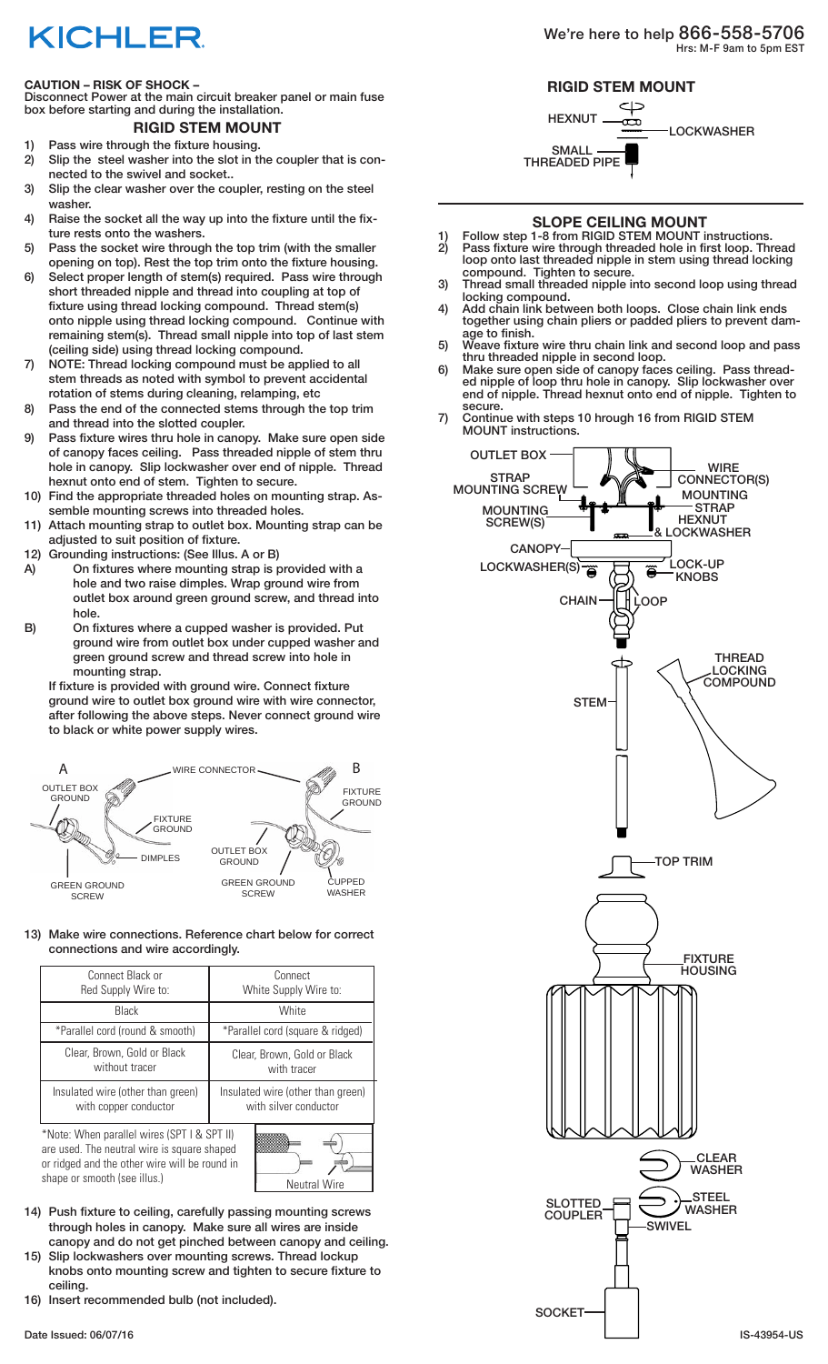# KICHLER

We're here to help 866-558-5706
Hrs: M-F 9am to 5pm EST

**CAUTION – RISK OF SHOCK –**
Disconnect Power at the main circuit breaker panel or main fuse box before starting and during the installation.

## RIGID STEM MOUNT

1) Pass wire through the fixture housing.
2) Slip the steel washer into the slot in the coupler that is connected to the swivel and socket..
3) Slip the clear washer over the coupler, resting on the steel washer.
4) Raise the socket all the way up into the fixture until the fixture rests onto the washers.
5) Pass the socket wire through the top trim (with the smaller opening on top). Rest the top trim onto the fixture housing.
6) Select proper length of stem(s) required. Pass wire through short threaded nipple and thread into coupling at top of fixture using thread locking compound. Thread stem(s) onto nipple using thread locking compound. Continue with remaining stem(s). Thread small nipple into top of last stem (ceiling side) using thread locking compound.
7) NOTE: Thread locking compound must be applied to all stem threads as noted with symbol to prevent accidental rotation of stems during cleaning, relamping, etc
8) Pass the end of the connected stems through the top trim and thread into the slotted coupler.
9) Pass fixture wires thru hole in canopy. Make sure open side of canopy faces ceiling. Pass threaded nipple of stem thru hole in canopy. Slip lockwasher over end of nipple. Thread hexnut onto end of stem. Tighten to secure.
10) Find the appropriate threaded holes on mounting strap. Assemble mounting screws into threaded holes.
11) Attach mounting strap to outlet box. Mounting strap can be adjusted to suit position of fixture.
12) Grounding instructions: (See Illus. A or B)
    A) On fixtures where mounting strap is provided with a hole and two raise dimples. Wrap ground wire from outlet box around green ground screw, and thread into hole.
    B) On fixtures where a cupped washer is provided. Put ground wire from outlet box under cupped washer and green ground screw and thread screw into hole in mounting strap.

    If fixture is provided with ground wire. Connect fixture ground wire to outlet box ground wire with wire connector, after following the above steps. Never connect ground wire to black or white power supply wires.

A: OUTLET BOX GROUND, WIRE CONNECTOR, FIXTURE GROUND, DIMPLES, GREEN GROUND SCREW
B: WIRE CONNECTOR, FIXTURE GROUND, OUTLET BOX GROUND, GREEN GROUND SCREW, CUPPED WASHER

13) Make wire connections. Reference chart below for correct connections and wire accordingly.

| Connect Black or Red Supply Wire to: | Connect White Supply Wire to: |
|---|---|
| Black | White |
| *Parallel cord (round & smooth) | *Parallel cord (square & ridged) |
| Clear, Brown, Gold or Black without tracer | Clear, Brown, Gold or Black with tracer |
| Insulated wire (other than green) with copper conductor | Insulated wire (other than green) with silver conductor |

*Note: When parallel wires (SPT I & SPT II) are used. The neutral wire is square shaped or ridged and the other wire will be round in shape or smooth (see illus.)

Neutral Wire

14) Push fixture to ceiling, carefully passing mounting screws through holes in canopy. Make sure all wires are inside canopy and do not get pinched between canopy and ceiling.
15) Slip lockwashers over mounting screws. Thread lockup knobs onto mounting screw and tighten to secure fixture to ceiling.
16) Insert recommended bulb (not included).

## RIGID STEM MOUNT

HEXNUT, LOCKWASHER, SMALL THREADED PIPE

## SLOPE CEILING MOUNT

1) Follow step 1-8 from RIGID STEM MOUNT instructions.
2) Pass fixture wire through threaded hole in first loop. Thread loop onto last threaded nipple in stem using thread locking compound. Tighten to secure.
3) Thread small threaded nipple into second loop using thread locking compound.
4) Add chain link between both loops. Close chain link ends together using chain pliers or padded pliers to prevent damage to finish.
5) Weave fixture wire thru chain link and second loop and pass thru threaded nipple in second loop.
6) Make sure open side of canopy faces ceiling. Pass threaded nipple of loop thru hole in canopy. Slip lockwasher over end of nipple. Thread hexnut onto end of nipple. Tighten to secure.
7) Continue with steps 10 through 16 from RIGID STEM MOUNT instructions.

OUTLET BOX, STRAP MOUNTING SCREW, WIRE CONNECTOR(S), MOUNTING SCREW(S), MOUNTING STRAP, HEXNUT & LOCKWASHER, CANOPY, LOCKWASHER(S), LOCK-UP KNOBS, CHAIN, LOOP, THREAD LOCKING COMPOUND, STEM, TOP TRIM, FIXTURE HOUSING, CLEAR WASHER, STEEL WASHER, SLOTTED COUPLER, SWIVEL, SOCKET

Date Issued: 06/07/16

IS-43954-US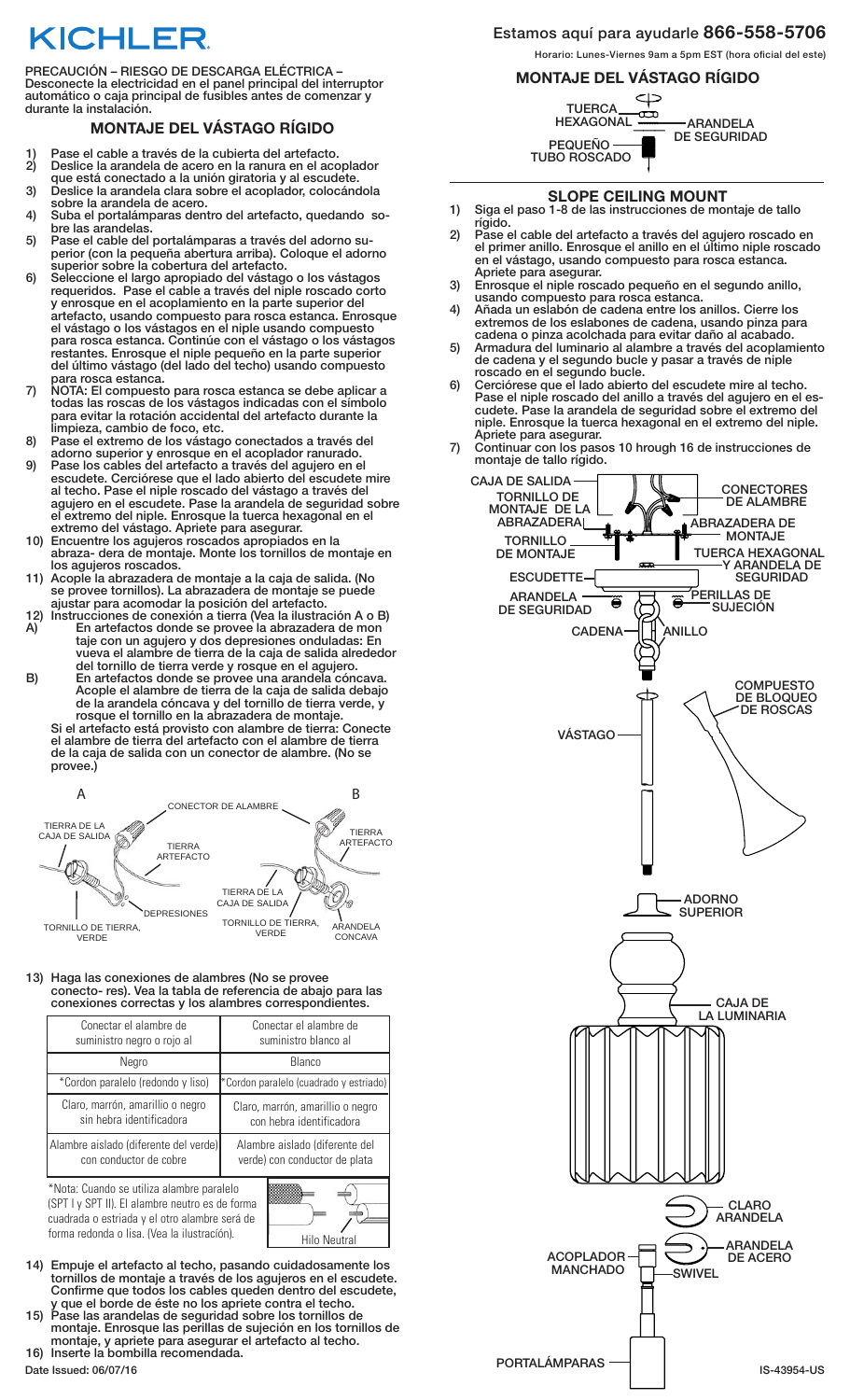# KICHLER

**PRECAUCIÓN – RIESGO DE DESCARGA ELÉCTRICA – Desconecte la electricidad en el panel principal del interruptor automático o caja principal de fusibles antes de comenzar y durante la instalación.**

## MONTAJE DEL VÁSTAGO RÍGIDO

1) Pase el cable a través de la cubierta del artefacto.
2) Deslice la arandela de acero en la ranura en el acoplador que está conectado a la unión giratoria y al escudete.
3) Deslice la arandela clara sobre el acoplador, colocándola sobre la arandela de acero.
4) Suba el portalámparas dentro del artefacto, quedando sobre las arandelas.
5) Pase el cable del portalámparas a través del adorno superior (con la pequeña abertura arriba). Coloque el adorno superior sobre la cobertura del artefacto.
6) Seleccione el largo apropiado del vástago o los vástagos requeridos. Pase el cable a través del niple roscado corto y enrosque en el acoplamiento en la parte superior del artefacto, usando compuesto para rosca estanca. Enrosque el vástago o los vástagos en el niple usando compuesto para rosca estanca. Continúe con el vástago o los vástagos restantes. Enrosque el niple pequeño en la parte superior del último vástago (del lado del techo) usando compuesto para rosca estanca.
7) NOTA: El compuesto para rosca estanca se debe aplicar a todas las roscas de los vástagos indicadas con el símbolo para evitar la rotación accidental del artefacto durante la limpieza, cambio de foco, etc.
8) Pase el extremo de los vástago conectados a través del adorno superior y enrosque en el acoplador ranurado.
9) Pase los cables del artefacto a través del agujero en el escudete. Cerciórese que el lado abierto del escudete mire al techo. Pase el niple roscado del vástago a través del agujero en el escudete. Pase la arandela de seguridad sobre el extremo del niple. Enrosque la tuerca hexagonal en el extremo del vástago. Apriete para asegurar.
10) Encuentre los agujeros roscados apropiados en la abraza- dera de montaje. Monte los tornillos de montaje en los agujeros roscados.
11) Acople la abrazadera de montaje a la caja de salida. (No se provee tornillos). La abrazadera de montaje se puede ajustar para acomodar la posición del artefacto.
12) Instrucciones de conexión a tierra (Vea la ilustración A o B)
   A) En artefactos donde se provee la abrazadera de mon taje con un agujero y dos depresiones onduladas: En vueva el alambre de tierra de la caja de salida alrededor del tornillo de tierra verde y rosque en el agujero.
   B) En artefactos donde se provee una arandela cóncava. Acople el alambre de tierra de la caja de salida debajo de la arandela cóncava y del tornillo de tierra verde, y rosque el tornillo en la abrazadera de montaje.

   Si el artefacto está provisto con alambre de tierra: Conecte el alambre de tierra del artefacto con el alambre de tierra de la caja de salida con un conector de alambre. (No se provee.)

A
CONECTOR DE ALAMBRE
B
TIERRA DE LA CAJA DE SALIDA
TIERRA ARTEFACTO
DEPRESIONES
TORNILLO DE TIERRA, VERDE
TIERRA ARTEFACTO
TIERRA DE LA CAJA DE SALIDA
TORNILLO DE TIERRA, VERDE
ARANDELA CONCAVA

13) Haga las conexiones de alambres (No se provee conecto- res). Vea la tabla de referencia de abajo para las conexiones correctas y los alambres correspondientes.

| Conectar el alambre de suministro negro o rojo al | Conectar el alambre de suministro blanco al |
|---|---|
| Negro | Blanco |
| *Cordon paralelo (redondo y liso) | *Cordon paralelo (cuadrado y estriado) |
| Claro, marrón, amarillio o negro sin hebra identificadora | Claro, marrón, amarillio o negro con hebra identificadora |
| Alambre aislado (diferente del verde) con conductor de cobre | Alambre aislado (diferente del verde) con conductor de plata |

*Nota: Cuando se utiliza alambre paralelo (SPT I y SPT II). El alambre neutro es de forma cuadrada o estriada y el otro alambre será de forma redonda o lisa. (Vea la ilustración).

Hilo Neutral

14) Empuje el artefacto al techo, pasando cuidadosamente los tornillos de montaje a través de los agujeros en el escudete. Confirme que todos los cables queden dentro del escudete, y que el borde de éste no los apriete contra el techo.
15) Pase las arandelas de seguridad sobre los tornillos de montaje. Enrosque las perillas de sujeción en los tornillos de montaje, y apriete para asegurar el artefacto al techo.
16) Inserte la bombilla recomendada.

Date Issued: 06/07/16

Estamos aquí para ayudarle **866-558-5706**

Horario: Lunes-Viernes 9am a 5pm EST (hora oficial del este)

## MONTAJE DEL VÁSTAGO RÍGIDO

TUERCA HEXAGONAL
ARANDELA DE SEGURIDAD
PEQUEÑO TUBO ROSCADO

## SLOPE CEILING MOUNT

1) Siga el paso 1-8 de las instrucciones de montaje de tallo rígido.
2) Pase el cable del artefacto a través del agujero roscado en el primer anillo. Enrosque el anillo en el último niple roscado en el vástago, usando compuesto para rosca estanca. Apriete para asegurar.
3) Enrosque el niple roscado pequeño en el segundo anillo, usando compuesto para rosca estanca.
4) Añada un eslabón de cadena entre los anillos. Cierre los extremos de los eslabones de cadena, usando pinza para cadena o pinza acolchada para evitar daño al acabado.
5) Armadura del luminario al alambre a través del acoplamiento de cadena y el segundo bucle y pasar a través de niple roscado en el segundo bucle.
6) Cerciórese que el lado abierto del escudete mire al techo. Pase el niple roscado del anillo a través del agujero en el escudete. Pase la arandela de seguridad sobre el extremo del niple. Enrosque la tuerca hexagonal en el extremo del niple. Apriete para asegurar.
7) Continuar con los pasos 10 hrough 16 de instrucciones de montaje de tallo rígido.

CAJA DE SALIDA
TORNILLO DE MONTAJE DE LA ABRAZADERA
TORNILLO DE MONTAJE
ESCUDETTE
ARANDELA DE SEGURIDAD
CADENA
ANILLO
CONECTORES DE ALAMBRE
ABRAZADERA DE MONTAJE
TUERCA HEXAGONAL Y ARANDELA DE SEGURIDAD
PERILLAS DE SUJECIÓN
COMPUESTO DE BLOQUEO DE ROSCAS
VÁSTAGO
ADORNO SUPERIOR
CAJA DE LA LUMINARIA
CLARO ARANDELA
ARANDELA DE ACERO
ACOPLADOR MANCHADO
SWIVEL
PORTALÁMPARAS

IS-43954-US